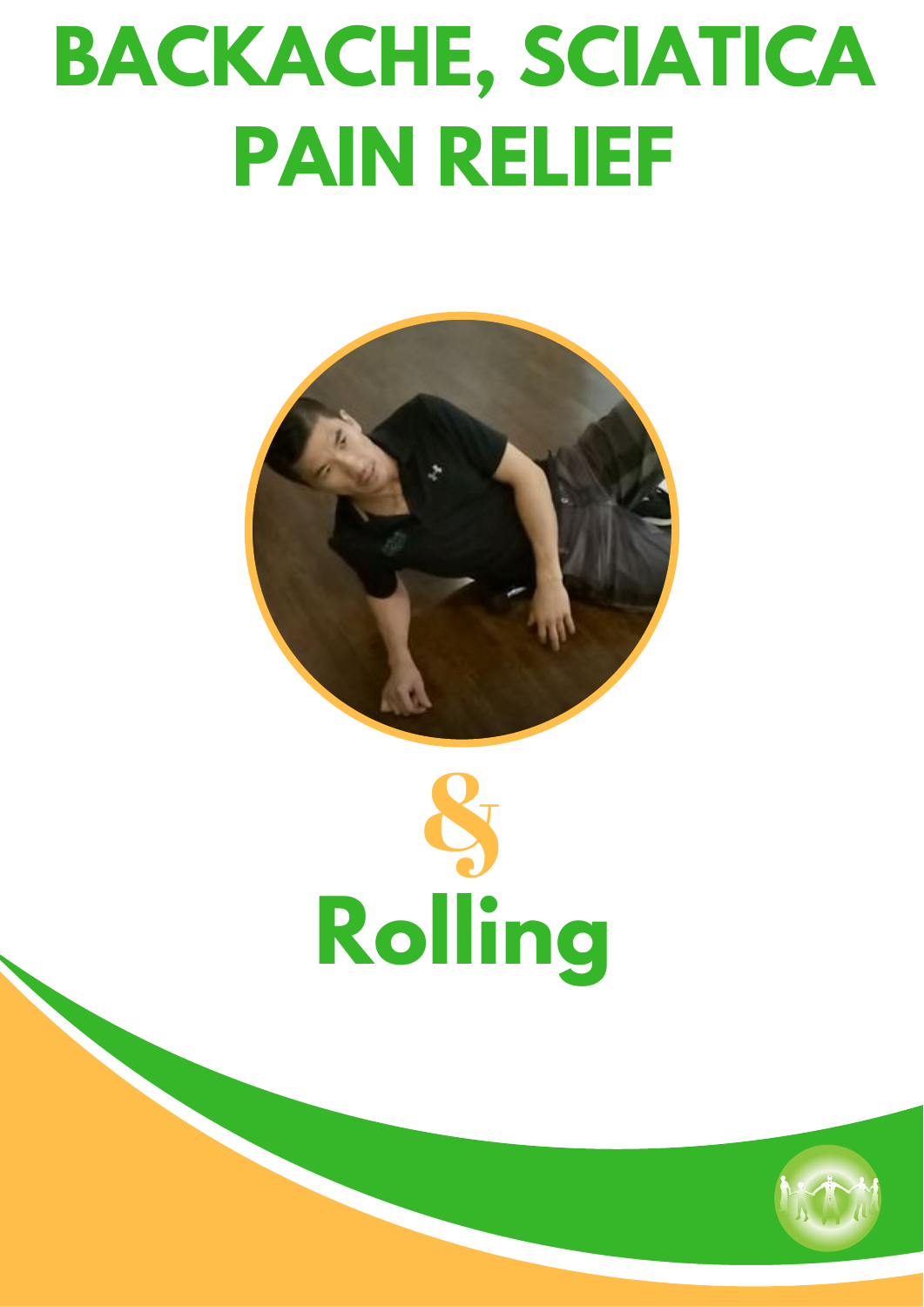# BACKACHE, SCIATICA PAIN RELIEF

&

# Rolling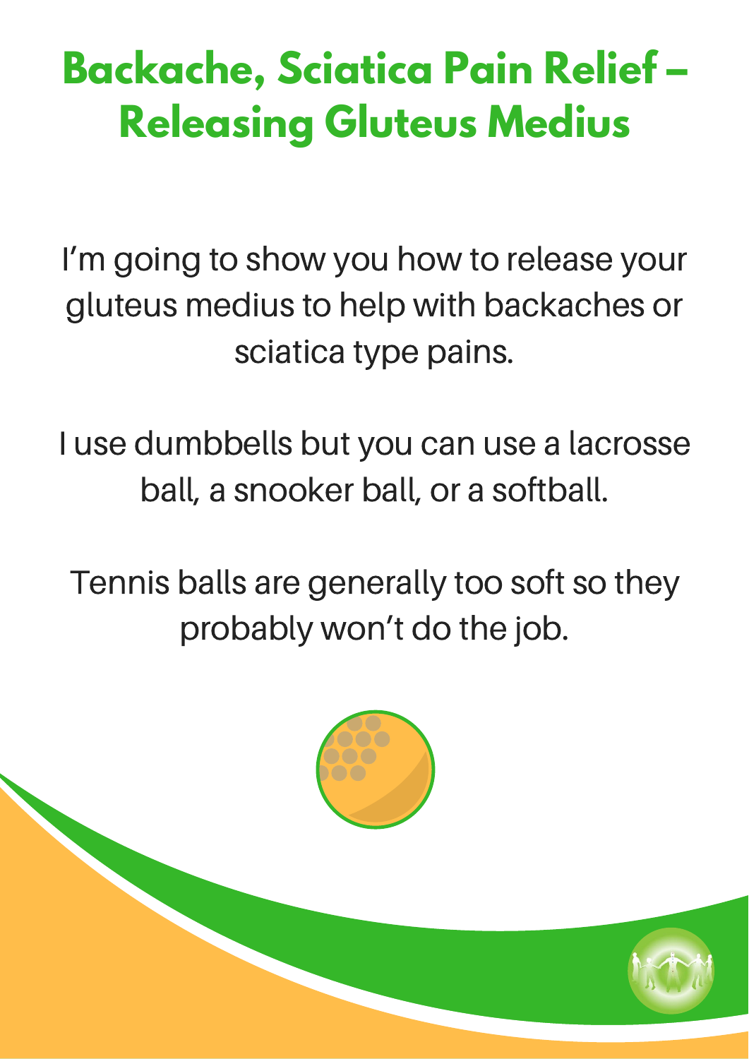# Backache, Sciatica Pain Relief – Releasing Gluteus Medius

I'm going to show you how to release your gluteus medius to help with backaches or sciatica type pains.

I use dumbbells but you can use a lacrosse ball, a snooker ball, or a softball.

Tennis balls are generally too soft so they probably won't do the job.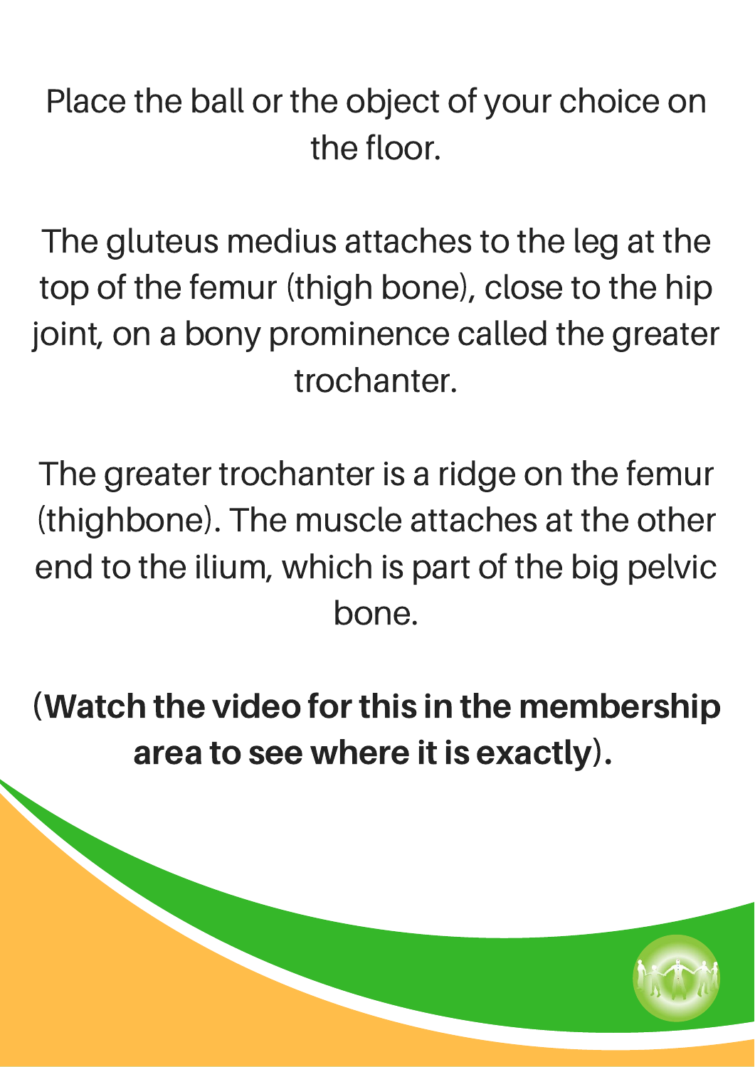Place the ball or the object of your choice on the floor.

The gluteus medius attaches to the leg at the top of the femur (thigh bone), close to the hip joint, on a bony prominence called the greater trochanter.

The greater trochanter is a ridge on the femur (thighbone). The muscle attaches at the other end to the ilium, which is part of the big pelvic bone.

(**Watch the video for this in the membership area to see where it is exactly**).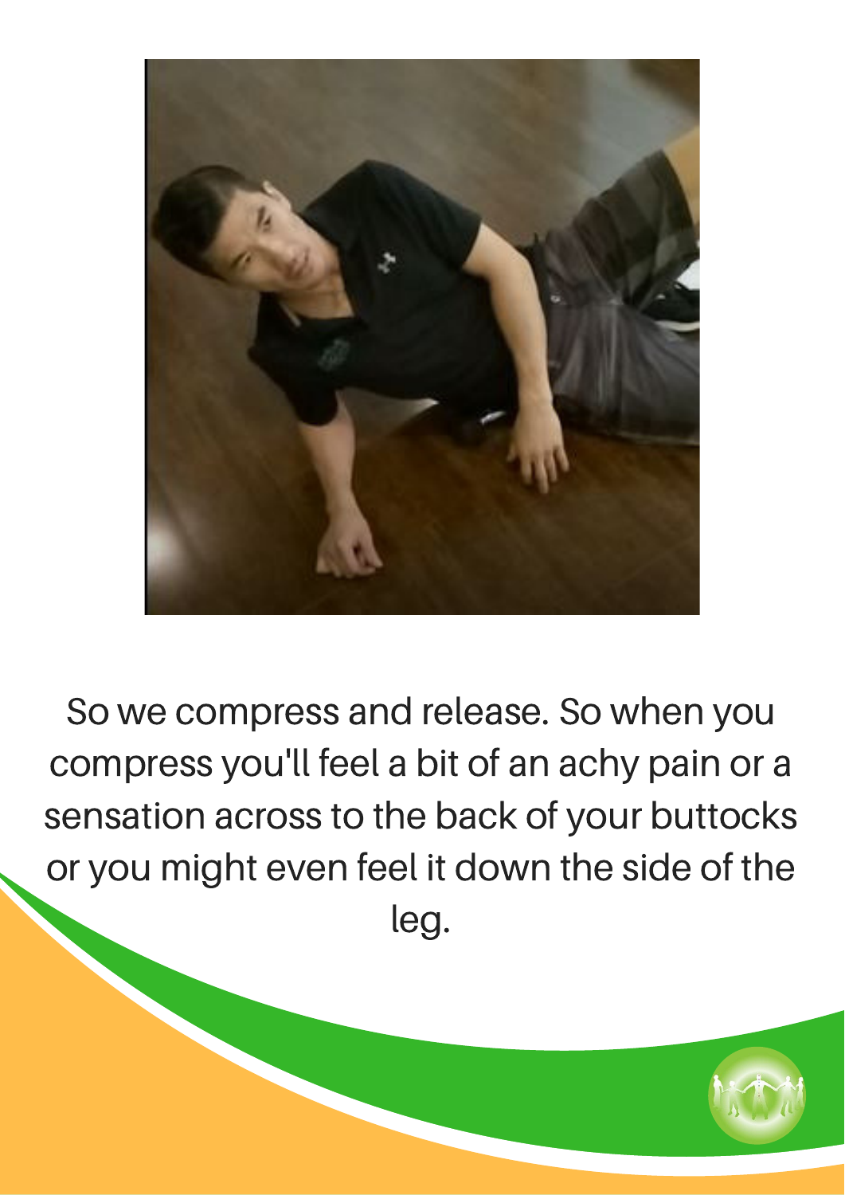So we compress and release. So when you compress you'll feel a bit of an achy pain or a sensation across to the back of your buttocks or you might even feel it down the side of the leg.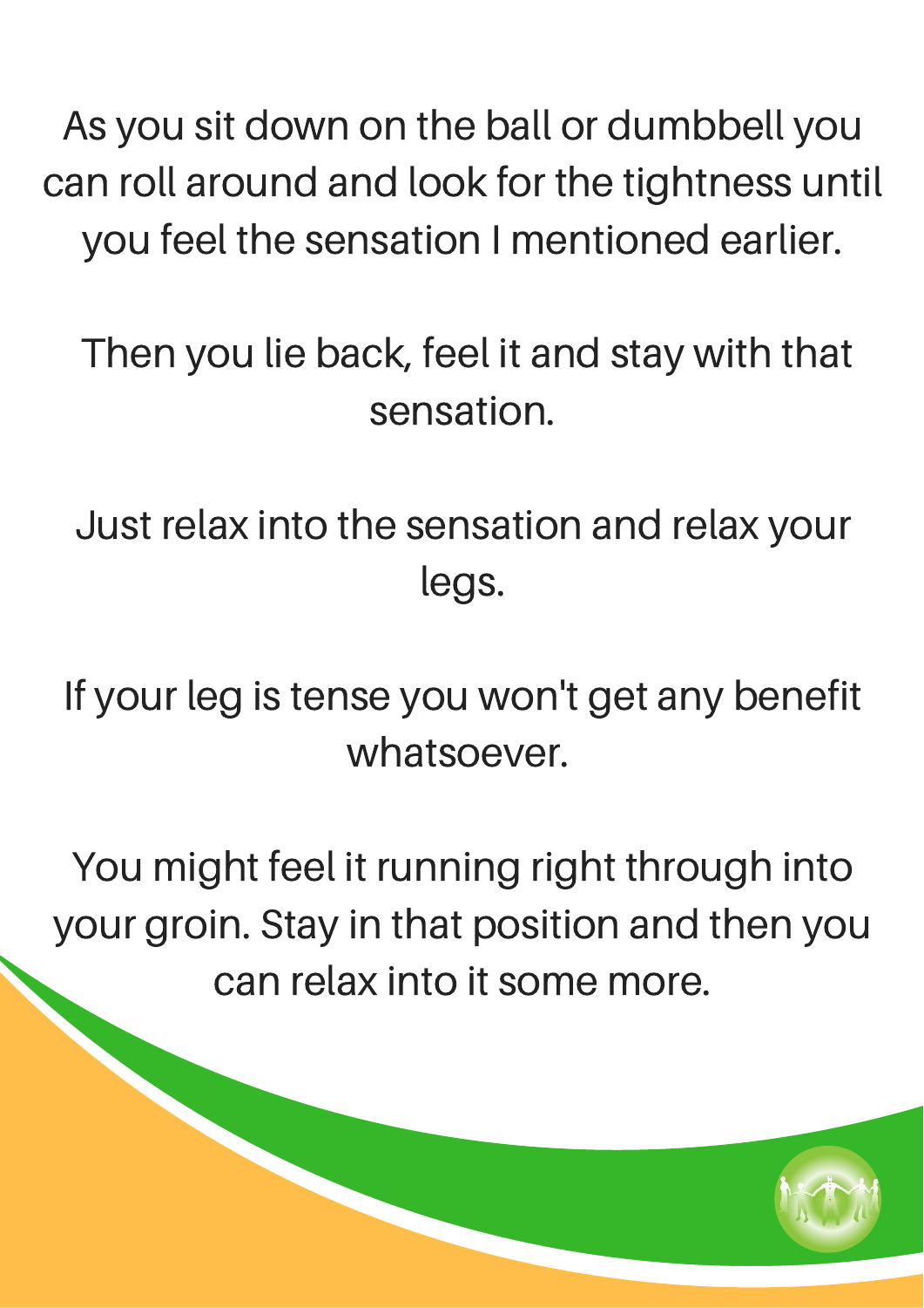As you sit down on the ball or dumbbell you can roll around and look for the tightness until you feel the sensation I mentioned earlier.

Then you lie back, feel it and stay with that sensation.

Just relax into the sensation and relax your legs.

If your leg is tense you won't get any benefit whatsoever.

You might feel it running right through into your groin. Stay in that position and then you can relax into it some more.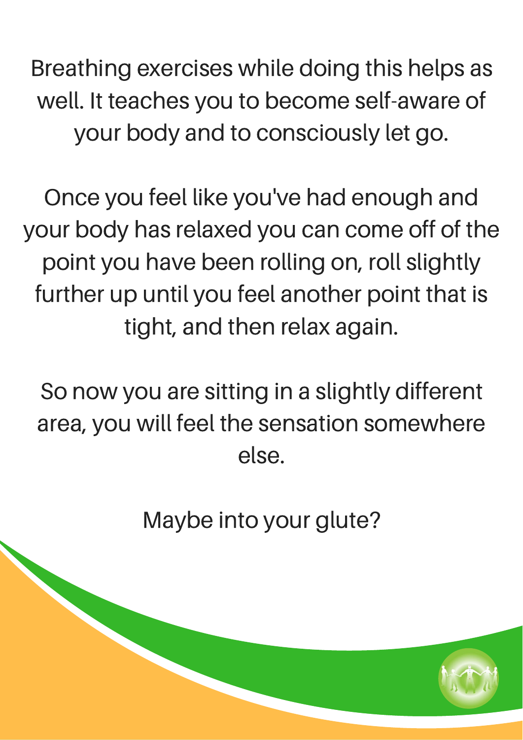Breathing exercises while doing this helps as well. It teaches you to become self-aware of your body and to consciously let go.

Once you feel like you've had enough and your body has relaxed you can come off of the point you have been rolling on, roll slightly further up until you feel another point that is tight, and then relax again.

So now you are sitting in a slightly different area, you will feel the sensation somewhere else.

Maybe into your glute?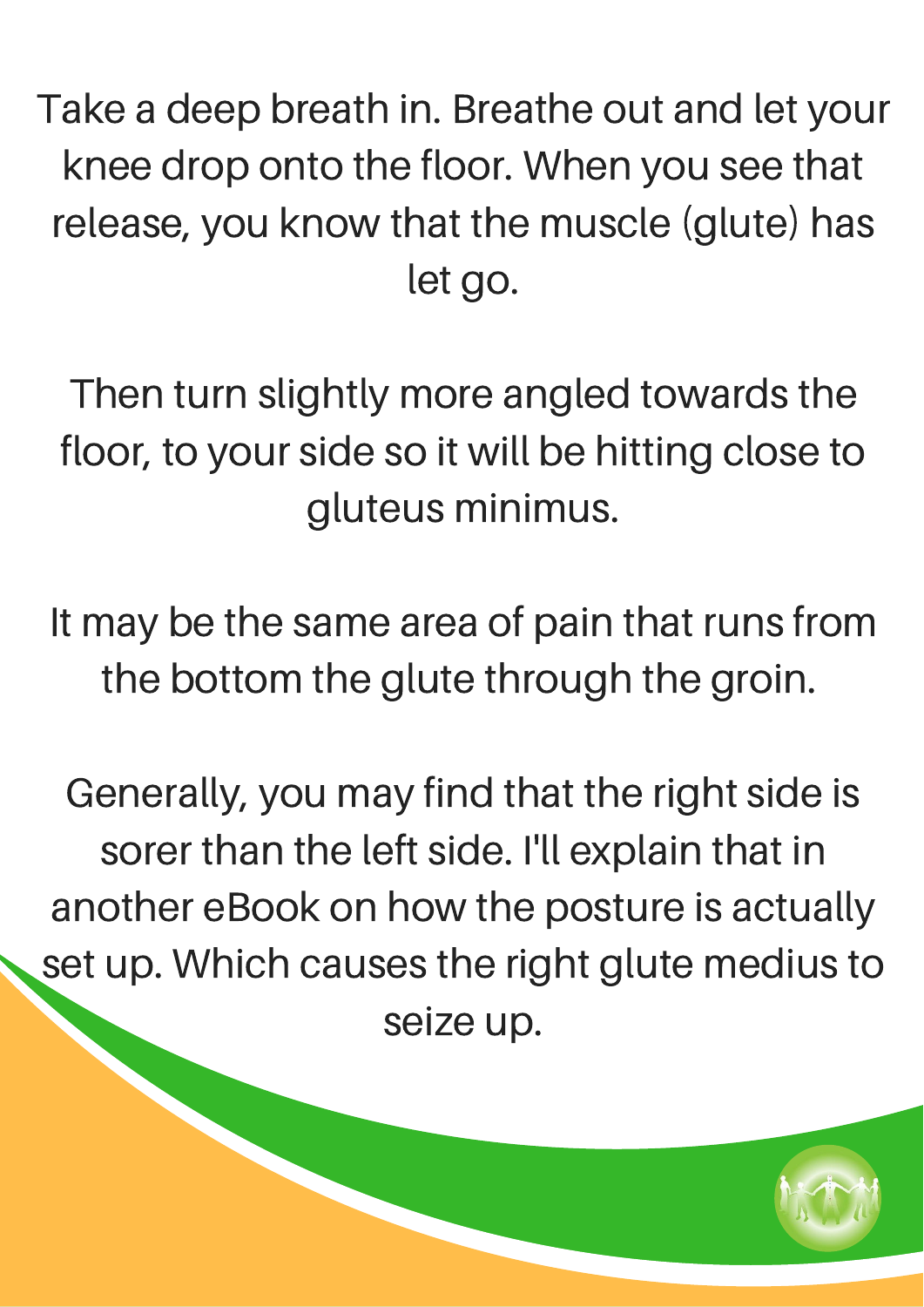Take a deep breath in. Breathe out and let your knee drop onto the floor. When you see that release, you know that the muscle (glute) has let go.

Then turn slightly more angled towards the floor, to your side so it will be hitting close to gluteus minimus.

It may be the same area of pain that runs from the bottom the glute through the groin.

Generally, you may find that the right side is sorer than the left side. I'll explain that in another eBook on how the posture is actually set up. Which causes the right glute medius to seize up.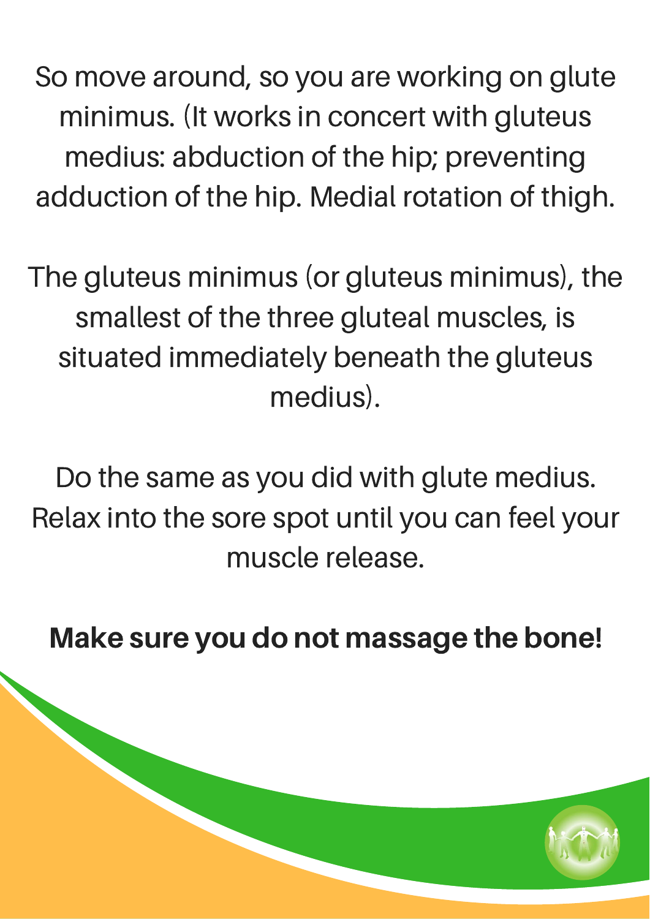So move around, so you are working on glute minimus. (It works in concert with gluteus medius: abduction of the hip; preventing adduction of the hip. Medial rotation of thigh.

The gluteus minimus (or gluteus minimus), the smallest of the three gluteal muscles, is situated immediately beneath the gluteus medius).

Do the same as you did with glute medius. Relax into the sore spot until you can feel your muscle release.

**Make sure you do not massage the bone!**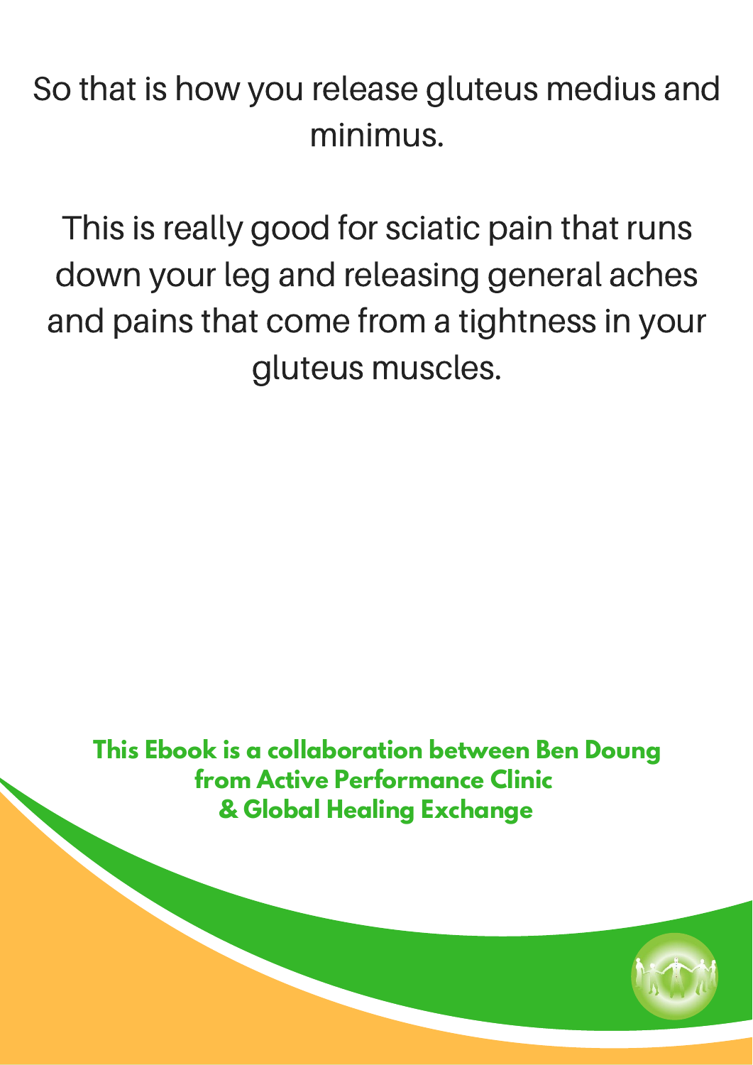So that is how you release gluteus medius and minimus.

This is really good for sciatic pain that runs down your leg and releasing general aches and pains that come from a tightness in your gluteus muscles.

**This Ebook is a collaboration between Ben Doung from Active Performance Clinic & Global Healing Exchange**